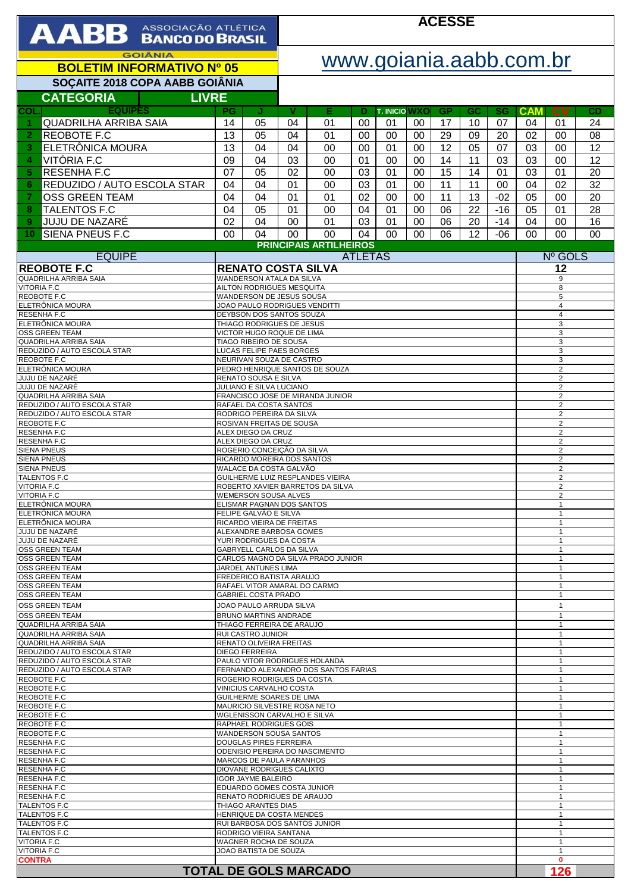# AABB ASSOCIAÇÃO ATLÉTICA BANCO DO BRASIL GOIÂNIA

**ACESSE**

**www.goiania.aabb.com.br**

## BOLETIM INFORMATIVO Nº 05

### SOÇAITE 2018 COPA AABB GOIÂNIA

**CATEGORIA LIVRE**

| COL. | EQUIPES | PG | J | V | E | D | T. INICIO | WXO | GP | GC | SG | CAM | CV | CD |
|---|---|---|---|---|---|---|---|---|---|---|---|---|---|---|
| 1 | QUADRILHA ARRIBA SAIA | 14 | 05 | 04 | 01 | 00 | 01 | 00 | 17 | 10 | 07 | 04 | 01 | 24 |
| 2 | REOBOTE F.C | 13 | 05 | 04 | 01 | 00 | 00 | 00 | 29 | 09 | 20 | 02 | 00 | 08 |
| 3 | ELETRÔNICA MOURA | 13 | 04 | 04 | 00 | 00 | 01 | 00 | 12 | 05 | 07 | 03 | 00 | 12 |
| 4 | VITÓRIA F.C | 09 | 04 | 03 | 00 | 01 | 00 | 00 | 14 | 11 | 03 | 03 | 00 | 12 |
| 5 | RESENHA F.C | 07 | 05 | 02 | 00 | 03 | 01 | 00 | 15 | 14 | 01 | 03 | 01 | 20 |
| 6 | REDUZIDO / AUTO ESCOLA STAR | 04 | 04 | 01 | 00 | 03 | 01 | 00 | 11 | 11 | 00 | 04 | 02 | 32 |
| 7 | OSS GREEN TEAM | 04 | 04 | 01 | 01 | 02 | 00 | 00 | 11 | 13 | -02 | 05 | 00 | 20 |
| 8 | TALENTOS F.C | 04 | 05 | 01 | 00 | 04 | 01 | 00 | 06 | 22 | -16 | 05 | 01 | 28 |
| 9 | JUJU DE NAZARÉ | 02 | 04 | 00 | 01 | 03 | 01 | 00 | 06 | 20 | -14 | 04 | 00 | 16 |
| 10 | SIENA PNEUS F.C | 00 | 04 | 00 | 00 | 04 | 00 | 00 | 06 | 12 | -06 | 00 | 00 | 00 |

### PRINCIPAIS ARTILHEIROS

| EQUIPE | ATLETAS | Nº GOLS |
|---|---|---|
| **REOBOTE F.C** | **RENATO COSTA SILVA** | **12** |
| QUADRILHA ARRIBA SAIA | WANDERSON ATALA DA SILVA | 9 |
| VITORIA F.C | AILTON RODRIGUES MESQUITA | 8 |
| REOBOTE F.C | WANDERSON DE JESUS SOUSA | 5 |
| ELETRÔNICA MOURA | JOAO PAULO RODRIGUES VENDITTI | 4 |
| RESENHA F.C | DEYBSON DOS SANTOS SOUZA | 4 |
| ELETRÔNICA MOURA | THIAGO RODRIGUES DE JESUS | 3 |
| OSS GREEN TEAM | VICTOR HUGO ROQUE DE LIMA | 3 |
| QUADRILHA ARRIBA SAIA | TIAGO RIBEIRO DE SOUSA | 3 |
| REDUZIDO / AUTO ESCOLA STAR | LUCAS FELIPE PAES BORGES | 3 |
| REOBOTE F.C | NEURIVAN SOUZA DE CASTRO | 3 |
| ELETRÔNICA MOURA | PEDRO HENRIQUE SANTOS DE SOUZA | 2 |
| JUJU DE NAZARÉ | RENATO SOUSA E SILVA | 2 |
| JUJU DE NAZARÉ | JULIANO E SILVA LUCIANO | 2 |
| QUADRILHA ARRIBA SAIA | FRANCISCO JOSE DE MIRANDA JUNIOR | 2 |
| REDUZIDO / AUTO ESCOLA STAR | RAFAEL DA COSTA SANTOS | 2 |
| REDUZIDO / AUTO ESCOLA STAR | RODRIGO PEREIRA DA SILVA | 2 |
| REOBOTE F.C | ROSIVAN FREITAS DE SOUSA | 2 |
| RESENHA F.C | ALEX DIEGO DA CRUZ | 2 |
| RESENHA F.C | ALEX DIEGO DA CRUZ | 2 |
| SIENA PNEUS | ROGERIO CONCEIÇÃO DA SILVA | 2 |
| SIENA PNEUS | RICARDO MOREIRA DOS SANTOS | 2 |
| SIENA PNEUS | WALACE DA COSTA GALVÃO | 2 |
| TALENTOS F.C | GUILHERME LUIZ RESPLANDES VIEIRA | 2 |
| VITORIA F.C | ROBERTO XAVIER BARRETOS DA SILVA | 2 |
| VITORIA F.C | WEMERSON SOUSA ALVES | 2 |
| ELETRÔNICA MOURA | ELISMAR PAGNAN DOS SANTOS | 1 |
| ELETRÔNICA MOURA | FELIPE GALVÃO E SILVA | 1 |
| ELETRÔNICA MOURA | RICARDO VIEIRA DE FREITAS | 1 |
| JUJU DE NAZARÉ | ALEXANDRE BARBOSA GOMES | 1 |
| JUJU DE NAZARÉ | YURI RODRIGUES DA COSTA | 1 |
| OSS GREEN TEAM | GABRYELL CARLOS DA SILVA | 1 |
| OSS GREEN TEAM | CARLOS MAGNO DA SILVA PRADO JUNIOR | 1 |
| OSS GREEN TEAM | JARDEL ANTUNES LIMA | 1 |
| OSS GREEN TEAM | FREDERICO BATISTA ARAUJO | 1 |
| OSS GREEN TEAM | RAFAEL VITOR AMARAL DO CARMO | 1 |
| OSS GREEN TEAM | GABRIEL COSTA PRADO | 1 |
| OSS GREEN TEAM | JOAO PAULO ARRUDA SILVA | 1 |
| OSS GREEN TEAM | BRUNO MARTINS ANDRADE | 1 |
| QUADRILHA ARRIBA SAIA | THIAGO FERREIRA DE ARAUJO | 1 |
| QUADRILHA ARRIBA SAIA | RUI CASTRO JUNIOR | 1 |
| QUADRILHA ARRIBA SAIA | RENATO OLIVEIRA FREITAS | 1 |
| REDUZIDO / AUTO ESCOLA STAR | DIEGO FERREIRA | 1 |
| REDUZIDO / AUTO ESCOLA STAR | PAULO VITOR RODRIGUES HOLANDA | 1 |
| REDUZIDO / AUTO ESCOLA STAR | FERNANDO ALEXANDRO DOS SANTOS FARIAS | 1 |
| REOBOTE F.C | ROGERIO RODRIGUES DA COSTA | 1 |
| REOBOTE F.C | VINICIUS CARVALHO COSTA | 1 |
| REOBOTE F.C | GUILHERME SOARES DE LIMA | 1 |
| REOBOTE F.C | MAURICIO SILVESTRE ROSA NETO | 1 |
| REOBOTE F.C | WGLENISSON CARVALHO E SILVA | 1 |
| REOBOTE F.C | RAPHAEL RODRIGUES GOIS | 1 |
| REOBOTE F.C | WANDERSON SOUSA SANTOS | 1 |
| RESENHA F.C | DOUGLAS PIRES FERREIRA | 1 |
| RESENHA F.C | ODENISIO PEREIRA DO NASCIMENTO | 1 |
| RESENHA F.C | MARCOS DE PAULA PARANHOS | 1 |
| RESENHA F.C | DIOVANE RODRIGUES CALIXTO | 1 |
| RESENHA F.C | IGOR JAYME BALEIRO | 1 |
| RESENHA F.C | EDUARDO GOMES COSTA JUNIOR | 1 |
| RESENHA F.C | RENATO RODRIGUES DE ARAUJO | 1 |
| TALENTOS F.C | THIAGO ARANTES DIAS | 1 |
| TALENTOS F.C | HENRIQUE DA COSTA MENDES | 1 |
| TALENTOS F.C | RUI BARBOSA DOS SANTOS JUNIOR | 1 |
| TALENTOS F.C | RODRIGO VIEIRA SANTANA | 1 |
| VITORIA F.C | WAGNER ROCHA DE SOUZA | 1 |
| VITORIA F.C | JOAO BATISTA DE SOUZA | 1 |
| CONTRA | | 0 |
| **TOTAL DE GOLS MARCADO** | | **126** |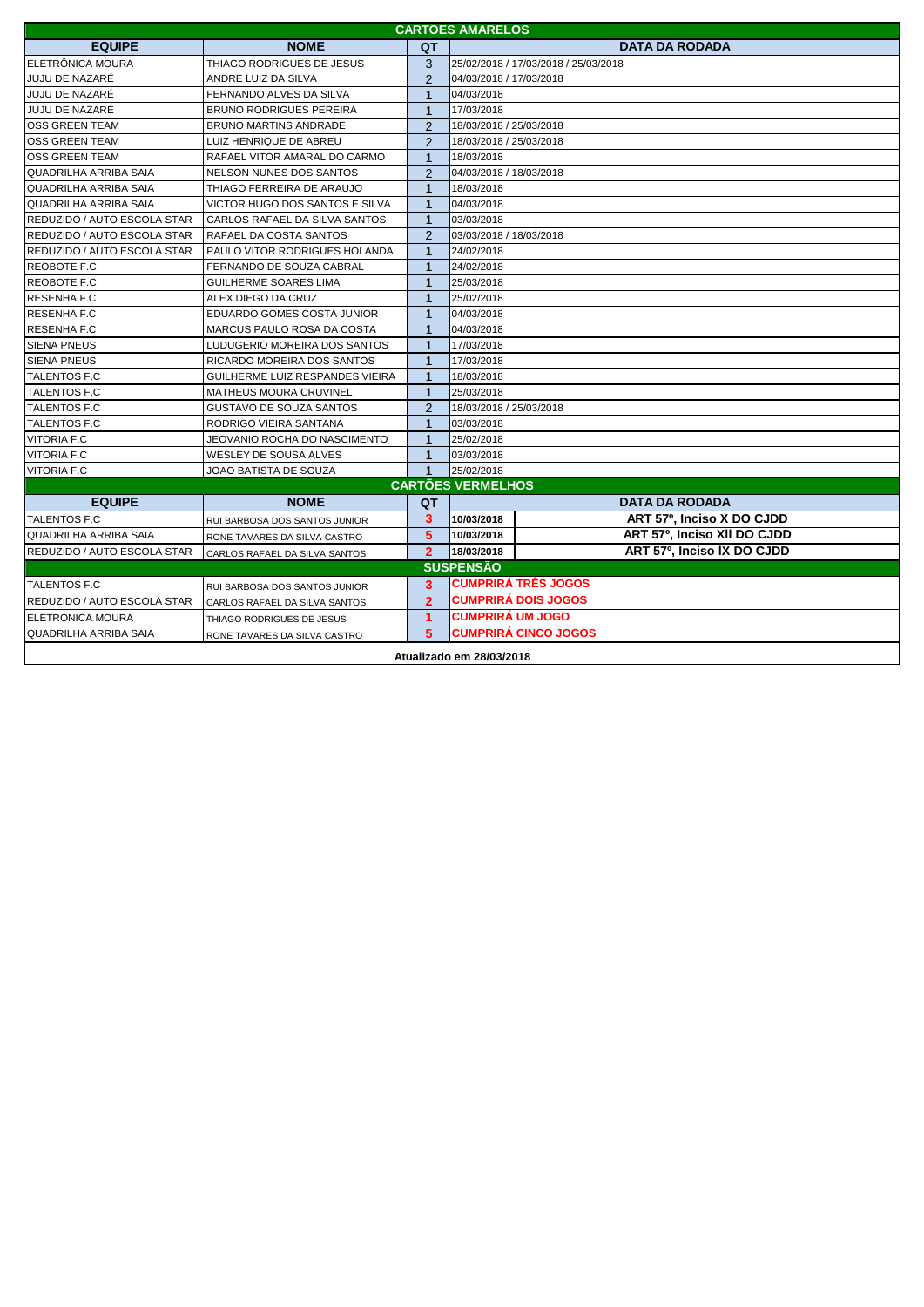## CARTÕES AMARELOS

| EQUIPE | NOME | QT | DATA DA RODADA |
|---|---|---|---|
| ELETRÔNICA MOURA | THIAGO RODRIGUES DE JESUS | 3 | 25/02/2018 / 17/03/2018 / 25/03/2018 |
| JUJU DE NAZARÉ | ANDRE LUIZ DA SILVA | 2 | 04/03/2018 / 17/03/2018 |
| JUJU DE NAZARÉ | FERNANDO ALVES DA SILVA | 1 | 04/03/2018 |
| JUJU DE NAZARÉ | BRUNO RODRIGUES PEREIRA | 1 | 17/03/2018 |
| OSS GREEN TEAM | BRUNO MARTINS ANDRADE | 2 | 18/03/2018 / 25/03/2018 |
| OSS GREEN TEAM | LUIZ HENRIQUE DE ABREU | 2 | 18/03/2018 / 25/03/2018 |
| OSS GREEN TEAM | RAFAEL VITOR AMARAL DO CARMO | 1 | 18/03/2018 |
| QUADRILHA ARRIBA SAIA | NELSON NUNES DOS SANTOS | 2 | 04/03/2018 / 18/03/2018 |
| QUADRILHA ARRIBA SAIA | THIAGO FERREIRA DE ARAUJO | 1 | 18/03/2018 |
| QUADRILHA ARRIBA SAIA | VICTOR HUGO DOS SANTOS E SILVA | 1 | 04/03/2018 |
| REDUZIDO / AUTO ESCOLA STAR | CARLOS RAFAEL DA SILVA SANTOS | 1 | 03/03/2018 |
| REDUZIDO / AUTO ESCOLA STAR | RAFAEL DA COSTA SANTOS | 2 | 03/03/2018 / 18/03/2018 |
| REDUZIDO / AUTO ESCOLA STAR | PAULO VITOR RODRIGUES HOLANDA | 1 | 24/02/2018 |
| REOBOTE F.C | FERNANDO DE SOUZA CABRAL | 1 | 24/02/2018 |
| REOBOTE F.C | GUILHERME SOARES LIMA | 1 | 25/03/2018 |
| RESENHA F.C | ALEX DIEGO DA CRUZ | 1 | 25/02/2018 |
| RESENHA F.C | EDUARDO GOMES COSTA JUNIOR | 1 | 04/03/2018 |
| RESENHA F.C | MARCUS PAULO ROSA DA COSTA | 1 | 04/03/2018 |
| SIENA PNEUS | LUDUGERIO MOREIRA DOS SANTOS | 1 | 17/03/2018 |
| SIENA PNEUS | RICARDO MOREIRA DOS SANTOS | 1 | 17/03/2018 |
| TALENTOS F.C | GUILHERME LUIZ RESPANDES VIEIRA | 1 | 18/03/2018 |
| TALENTOS F.C | MATHEUS MOURA CRUVINEL | 1 | 25/03/2018 |
| TALENTOS F.C | GUSTAVO DE SOUZA SANTOS | 2 | 18/03/2018 / 25/03/2018 |
| TALENTOS F.C | RODRIGO VIEIRA SANTANA | 1 | 03/03/2018 |
| VITORIA F.C | JEOVANIO ROCHA DO NASCIMENTO | 1 | 25/02/2018 |
| VITORIA F.C | WESLEY DE SOUSA ALVES | 1 | 03/03/2018 |
| VITORIA F.C | JOAO BATISTA DE SOUZA | 1 | 25/02/2018 |

## CARTÕES VERMELHOS

| EQUIPE | NOME | QT | DATA DA RODADA | |
|---|---|---|---|---|
| TALENTOS F.C | RUI BARBOSA DOS SANTOS JUNIOR | 3 | 10/03/2018 | ART 57º, Inciso X DO CJDD |
| QUADRILHA ARRIBA SAIA | RONE TAVARES DA SILVA CASTRO | 5 | 10/03/2018 | ART 57º, Inciso XII DO CJDD |
| REDUZIDO / AUTO ESCOLA STAR | CARLOS RAFAEL DA SILVA SANTOS | 2 | 18/03/2018 | ART 57º, Inciso IX DO CJDD |

## SUSPENSÃO

| | | | |
|---|---|---|---|
| TALENTOS F.C | RUI BARBOSA DOS SANTOS JUNIOR | 3 | CUMPRIRÁ TRÊS JOGOS |
| REDUZIDO / AUTO ESCOLA STAR | CARLOS RAFAEL DA SILVA SANTOS | 2 | CUMPRIRÁ DOIS JOGOS |
| ELETRONICA MOURA | THIAGO RODRIGUES DE JESUS | 1 | CUMPRIRÁ UM JOGO |
| QUADRILHA ARRIBA SAIA | RONE TAVARES DA SILVA CASTRO | 5 | CUMPRIRÁ CINCO JOGOS |

**Atualizado em 28/03/2018**